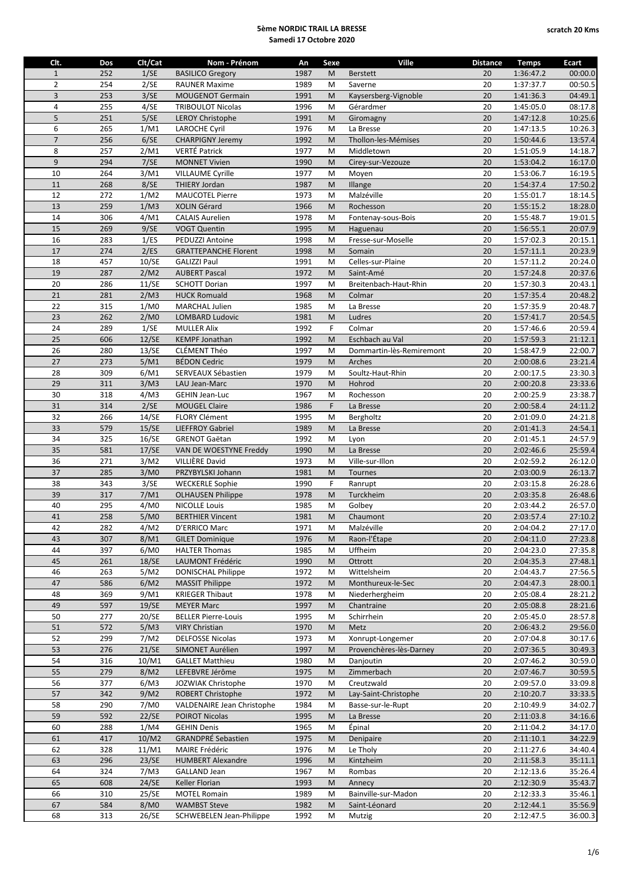**5ème NORDIC TRAIL LA BRESSE**
**Samedi 17 Octobre 2020**

**scratch 20 Kms**

| Clt. | Dos | Clt/Cat | Nom - Prénom | An | Sexe | Ville | Distance | Temps | Ecart |
|---|---|---|---|---|---|---|---|---|---|
| 1 | 252 | 1/SE | BASILICO Gregory | 1987 | M | Berstett | 20 | 1:36:47.2 | 00:00.0 |
| 2 | 254 | 2/SE | RAUNER Maxime | 1989 | M | Saverne | 20 | 1:37:37.7 | 00:50.5 |
| 3 | 253 | 3/SE | MOUGENOT Germain | 1991 | M | Kaysersberg-Vignoble | 20 | 1:41:36.3 | 04:49.1 |
| 4 | 255 | 4/SE | TRIBOULOT Nicolas | 1996 | M | Gérardmer | 20 | 1:45:05.0 | 08:17.8 |
| 5 | 251 | 5/SE | LEROY Christophe | 1991 | M | Giromagny | 20 | 1:47:12.8 | 10:25.6 |
| 6 | 265 | 1/M1 | LAROCHE Cyril | 1976 | M | La Bresse | 20 | 1:47:13.5 | 10:26.3 |
| 7 | 256 | 6/SE | CHARPIGNY Jeremy | 1992 | M | Thollon-les-Mémises | 20 | 1:50:44.6 | 13:57.4 |
| 8 | 257 | 2/M1 | VERTÉ Patrick | 1977 | M | Middletown | 20 | 1:51:05.9 | 14:18.7 |
| 9 | 294 | 7/SE | MONNET Vivien | 1990 | M | Cirey-sur-Vezouze | 20 | 1:53:04.2 | 16:17.0 |
| 10 | 264 | 3/M1 | VILLAUME Cyrille | 1977 | M | Moyen | 20 | 1:53:06.7 | 16:19.5 |
| 11 | 268 | 8/SE | THIERY Jordan | 1987 | M | Illange | 20 | 1:54:37.4 | 17:50.2 |
| 12 | 272 | 1/M2 | MAUCOTEL Pierre | 1973 | M | Malzéville | 20 | 1:55:01.7 | 18:14.5 |
| 13 | 259 | 1/M3 | XOLIN Gérard | 1966 | M | Rochesson | 20 | 1:55:15.2 | 18:28.0 |
| 14 | 306 | 4/M1 | CALAIS Aurelien | 1978 | M | Fontenay-sous-Bois | 20 | 1:55:48.7 | 19:01.5 |
| 15 | 269 | 9/SE | VOGT Quentin | 1995 | M | Haguenau | 20 | 1:56:55.1 | 20:07.9 |
| 16 | 283 | 1/ES | PEDUZZI Antoine | 1998 | M | Fresse-sur-Moselle | 20 | 1:57:02.3 | 20:15.1 |
| 17 | 274 | 2/ES | GRATTEPANCHE Florent | 1998 | M | Somain | 20 | 1:57:11.1 | 20:23.9 |
| 18 | 457 | 10/SE | GALIZZI Paul | 1991 | M | Celles-sur-Plaine | 20 | 1:57:11.2 | 20:24.0 |
| 19 | 287 | 2/M2 | AUBERT Pascal | 1972 | M | Saint-Amé | 20 | 1:57:24.8 | 20:37.6 |
| 20 | 286 | 11/SE | SCHOTT Dorian | 1997 | M | Breitenbach-Haut-Rhin | 20 | 1:57:30.3 | 20:43.1 |
| 21 | 281 | 2/M3 | HUCK Romuald | 1968 | M | Colmar | 20 | 1:57:35.4 | 20:48.2 |
| 22 | 315 | 1/M0 | MARCHAL Julien | 1985 | M | La Bresse | 20 | 1:57:35.9 | 20:48.7 |
| 23 | 262 | 2/M0 | LOMBARD Ludovic | 1981 | M | Ludres | 20 | 1:57:41.7 | 20:54.5 |
| 24 | 289 | 1/SE | MULLER Alix | 1992 | F | Colmar | 20 | 1:57:46.6 | 20:59.4 |
| 25 | 606 | 12/SE | KEMPF Jonathan | 1992 | M | Eschbach au Val | 20 | 1:57:59.3 | 21:12.1 |
| 26 | 280 | 13/SE | CLÉMENT Théo | 1997 | M | Dommartin-lès-Remiremont | 20 | 1:58:47.9 | 22:00.7 |
| 27 | 273 | 5/M1 | BÉDON Cedric | 1979 | M | Arches | 20 | 2:00:08.6 | 23:21.4 |
| 28 | 309 | 6/M1 | SERVEAUX Sébastien | 1979 | M | Soultz-Haut-Rhin | 20 | 2:00:17.5 | 23:30.3 |
| 29 | 311 | 3/M3 | LAU Jean-Marc | 1970 | M | Hohrod | 20 | 2:00:20.8 | 23:33.6 |
| 30 | 318 | 4/M3 | GEHIN Jean-Luc | 1967 | M | Rochesson | 20 | 2:00:25.9 | 23:38.7 |
| 31 | 314 | 2/SE | MOUGEL Claire | 1986 | F | La Bresse | 20 | 2:00:58.4 | 24:11.2 |
| 32 | 266 | 14/SE | FLORY Clément | 1995 | M | Bergholtz | 20 | 2:01:09.0 | 24:21.8 |
| 33 | 579 | 15/SE | LIEFFROY Gabriel | 1989 | M | La Bresse | 20 | 2:01:41.3 | 24:54.1 |
| 34 | 325 | 16/SE | GRENOT Gaëtan | 1992 | M | Lyon | 20 | 2:01:45.1 | 24:57.9 |
| 35 | 581 | 17/SE | VAN DE WOESTYNE Freddy | 1990 | M | La Bresse | 20 | 2:02:46.6 | 25:59.4 |
| 36 | 271 | 3/M2 | VILLIÈRE David | 1973 | M | Ville-sur-Illon | 20 | 2:02:59.2 | 26:12.0 |
| 37 | 285 | 3/M0 | PRZYBYLSKI Johann | 1981 | M | Tournes | 20 | 2:03:00.9 | 26:13.7 |
| 38 | 343 | 3/SE | WECKERLE Sophie | 1990 | F | Ranrupt | 20 | 2:03:15.8 | 26:28.6 |
| 39 | 317 | 7/M1 | OLHAUSEN Philippe | 1978 | M | Turckheim | 20 | 2:03:35.8 | 26:48.6 |
| 40 | 295 | 4/M0 | NICOLLE Louis | 1985 | M | Golbey | 20 | 2:03:44.2 | 26:57.0 |
| 41 | 258 | 5/M0 | BERTHIER Vincent | 1981 | M | Chaumont | 20 | 2:03:57.4 | 27:10.2 |
| 42 | 282 | 4/M2 | D'ERRICO Marc | 1971 | M | Malzéville | 20 | 2:04:04.2 | 27:17.0 |
| 43 | 307 | 8/M1 | GILET Dominique | 1976 | M | Raon-l'Étape | 20 | 2:04:11.0 | 27:23.8 |
| 44 | 397 | 6/M0 | HALTER Thomas | 1985 | M | Uffheim | 20 | 2:04:23.0 | 27:35.8 |
| 45 | 261 | 18/SE | LAUMONT Frédéric | 1990 | M | Ottrott | 20 | 2:04:35.3 | 27:48.1 |
| 46 | 263 | 5/M2 | DONISCHAL Philippe | 1972 | M | Wittelsheim | 20 | 2:04:43.7 | 27:56.5 |
| 47 | 586 | 6/M2 | MASSIT Philippe | 1972 | M | Monthureux-le-Sec | 20 | 2:04:47.3 | 28:00.1 |
| 48 | 369 | 9/M1 | KRIEGER Thibaut | 1978 | M | Niederhergheim | 20 | 2:05:08.4 | 28:21.2 |
| 49 | 597 | 19/SE | MEYER Marc | 1997 | M | Chantraine | 20 | 2:05:08.8 | 28:21.6 |
| 50 | 277 | 20/SE | BELLER Pierre-Louis | 1995 | M | Schirrhein | 20 | 2:05:45.0 | 28:57.8 |
| 51 | 572 | 5/M3 | VIRY Christian | 1970 | M | Metz | 20 | 2:06:43.2 | 29:56.0 |
| 52 | 299 | 7/M2 | DELFOSSE Nicolas | 1973 | M | Xonrupt-Longemer | 20 | 2:07:04.8 | 30:17.6 |
| 53 | 276 | 21/SE | SIMONET Aurélien | 1997 | M | Provenchères-lès-Darney | 20 | 2:07:36.5 | 30:49.3 |
| 54 | 316 | 10/M1 | GALLET Matthieu | 1980 | M | Danjoutin | 20 | 2:07:46.2 | 30:59.0 |
| 55 | 279 | 8/M2 | LEFEBVRE Jérôme | 1975 | M | Zimmerbach | 20 | 2:07:46.7 | 30:59.5 |
| 56 | 377 | 6/M3 | JOZWIAK Christophe | 1970 | M | Creutzwald | 20 | 2:09:57.0 | 33:09.8 |
| 57 | 342 | 9/M2 | ROBERT Christophe | 1972 | M | Lay-Saint-Christophe | 20 | 2:10:20.7 | 33:33.5 |
| 58 | 290 | 7/M0 | VALDENAIRE Jean Christophe | 1984 | M | Basse-sur-le-Rupt | 20 | 2:10:49.9 | 34:02.7 |
| 59 | 592 | 22/SE | POIROT Nicolas | 1995 | M | La Bresse | 20 | 2:11:03.8 | 34:16.6 |
| 60 | 288 | 1/M4 | GEHIN Denis | 1965 | M | Épinal | 20 | 2:11:04.2 | 34:17.0 |
| 61 | 417 | 10/M2 | GRANDPRÉ Sebastien | 1975 | M | Denipaire | 20 | 2:11:10.1 | 34:22.9 |
| 62 | 328 | 11/M1 | MAIRE Frédéric | 1976 | M | Le Tholy | 20 | 2:11:27.6 | 34:40.4 |
| 63 | 296 | 23/SE | HUMBERT Alexandre | 1996 | M | Kintzheim | 20 | 2:11:58.3 | 35:11.1 |
| 64 | 324 | 7/M3 | GALLAND Jean | 1967 | M | Rombas | 20 | 2:12:13.6 | 35:26.4 |
| 65 | 608 | 24/SE | Keller Florian | 1993 | M | Annecy | 20 | 2:12:30.9 | 35:43.7 |
| 66 | 310 | 25/SE | MOTEL Romain | 1989 | M | Bainville-sur-Madon | 20 | 2:12:33.3 | 35:46.1 |
| 67 | 584 | 8/M0 | WAMBST Steve | 1982 | M | Saint-Léonard | 20 | 2:12:44.1 | 35:56.9 |
| 68 | 313 | 26/SE | SCHWEBELEN Jean-Philippe | 1992 | M | Mutzig | 20 | 2:12:47.5 | 36:00.3 |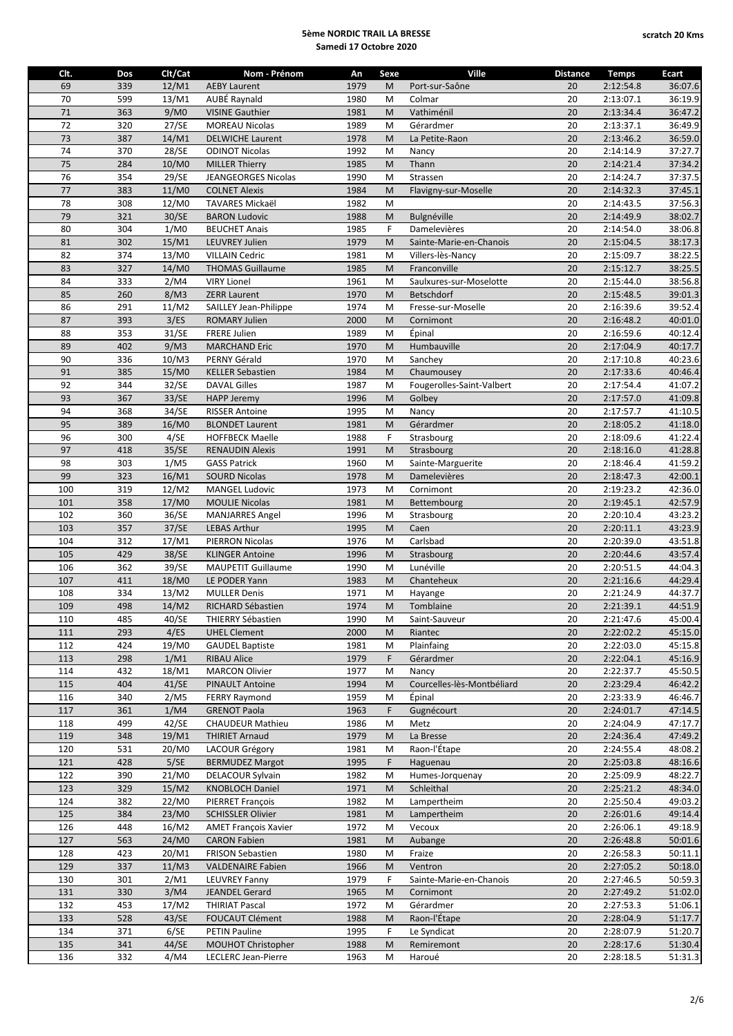**5ème NORDIC TRAIL LA BRESSE**
**Samedi 17 Octobre 2020**

**scratch 20 Kms**

| Clt. | Dos | Clt/Cat | Nom - Prénom | An | Sexe | Ville | Distance | Temps | Ecart |
|---|---|---|---|---|---|---|---|---|---|
| 69 | 339 | 12/M1 | AEBY Laurent | 1979 | M | Port-sur-Saône | 20 | 2:12:54.8 | 36:07.6 |
| 70 | 599 | 13/M1 | AUBÉ Raynald | 1980 | M | Colmar | 20 | 2:13:07.1 | 36:19.9 |
| 71 | 363 | 9/M0 | VISINE Gauthier | 1981 | M | Vathiménil | 20 | 2:13:34.4 | 36:47.2 |
| 72 | 320 | 27/SE | MOREAU Nicolas | 1989 | M | Gérardmer | 20 | 2:13:37.1 | 36:49.9 |
| 73 | 387 | 14/M1 | DELWICHE Laurent | 1978 | M | La Petite-Raon | 20 | 2:13:46.2 | 36:59.0 |
| 74 | 370 | 28/SE | ODINOT Nicolas | 1992 | M | Nancy | 20 | 2:14:14.9 | 37:27.7 |
| 75 | 284 | 10/M0 | MILLER Thierry | 1985 | M | Thann | 20 | 2:14:21.4 | 37:34.2 |
| 76 | 354 | 29/SE | JEANGEORGES Nicolas | 1990 | M | Strassen | 20 | 2:14:24.7 | 37:37.5 |
| 77 | 383 | 11/M0 | COLNET Alexis | 1984 | M | Flavigny-sur-Moselle | 20 | 2:14:32.3 | 37:45.1 |
| 78 | 308 | 12/M0 | TAVARES Mickaël | 1982 | M | | 20 | 2:14:43.5 | 37:56.3 |
| 79 | 321 | 30/SE | BARON Ludovic | 1988 | M | Bulgnéville | 20 | 2:14:49.9 | 38:02.7 |
| 80 | 304 | 1/M0 | BEUCHET Anais | 1985 | F | Damelevières | 20 | 2:14:54.0 | 38:06.8 |
| 81 | 302 | 15/M1 | LEUVREY Julien | 1979 | M | Sainte-Marie-en-Chanois | 20 | 2:15:04.5 | 38:17.3 |
| 82 | 374 | 13/M0 | VILLAIN Cedric | 1981 | M | Villers-lès-Nancy | 20 | 2:15:09.7 | 38:22.5 |
| 83 | 327 | 14/M0 | THOMAS Guillaume | 1985 | M | Franconville | 20 | 2:15:12.7 | 38:25.5 |
| 84 | 333 | 2/M4 | VIRY Lionel | 1961 | M | Saulxures-sur-Moselotte | 20 | 2:15:44.0 | 38:56.8 |
| 85 | 260 | 8/M3 | ZERR Laurent | 1970 | M | Betschdorf | 20 | 2:15:48.5 | 39:01.3 |
| 86 | 291 | 11/M2 | SAILLEY Jean-Philippe | 1974 | M | Fresse-sur-Moselle | 20 | 2:16:39.6 | 39:52.4 |
| 87 | 393 | 3/ES | ROMARY Julien | 2000 | M | Cornimont | 20 | 2:16:48.2 | 40:01.0 |
| 88 | 353 | 31/SE | FRERE Julien | 1989 | M | Épinal | 20 | 2:16:59.6 | 40:12.4 |
| 89 | 402 | 9/M3 | MARCHAND Eric | 1970 | M | Humbauville | 20 | 2:17:04.9 | 40:17.7 |
| 90 | 336 | 10/M3 | PERNY Gérald | 1970 | M | Sanchey | 20 | 2:17:10.8 | 40:23.6 |
| 91 | 385 | 15/M0 | KELLER Sebastien | 1984 | M | Chaumousey | 20 | 2:17:33.6 | 40:46.4 |
| 92 | 344 | 32/SE | DAVAL Gilles | 1987 | M | Fougerolles-Saint-Valbert | 20 | 2:17:54.4 | 41:07.2 |
| 93 | 367 | 33/SE | HAPP Jeremy | 1996 | M | Golbey | 20 | 2:17:57.0 | 41:09.8 |
| 94 | 368 | 34/SE | RISSER Antoine | 1995 | M | Nancy | 20 | 2:17:57.7 | 41:10.5 |
| 95 | 389 | 16/M0 | BLONDET Laurent | 1981 | M | Gérardmer | 20 | 2:18:05.2 | 41:18.0 |
| 96 | 300 | 4/SE | HOFFBECK Maelle | 1988 | F | Strasbourg | 20 | 2:18:09.6 | 41:22.4 |
| 97 | 418 | 35/SE | RENAUDIN Alexis | 1991 | M | Strasbourg | 20 | 2:18:16.0 | 41:28.8 |
| 98 | 303 | 1/M5 | GASS Patrick | 1960 | M | Sainte-Marguerite | 20 | 2:18:46.4 | 41:59.2 |
| 99 | 323 | 16/M1 | SOURD Nicolas | 1978 | M | Damelevières | 20 | 2:18:47.3 | 42:00.1 |
| 100 | 319 | 12/M2 | MANGEL Ludovic | 1973 | M | Cornimont | 20 | 2:19:23.2 | 42:36.0 |
| 101 | 358 | 17/M0 | MOULIE Nicolas | 1981 | M | Bettembourg | 20 | 2:19:45.1 | 42:57.9 |
| 102 | 360 | 36/SE | MANJARRES Angel | 1996 | M | Strasbourg | 20 | 2:20:10.4 | 43:23.2 |
| 103 | 357 | 37/SE | LEBAS Arthur | 1995 | M | Caen | 20 | 2:20:11.1 | 43:23.9 |
| 104 | 312 | 17/M1 | PIERRON Nicolas | 1976 | M | Carlsbad | 20 | 2:20:39.0 | 43:51.8 |
| 105 | 429 | 38/SE | KLINGER Antoine | 1996 | M | Strasbourg | 20 | 2:20:44.6 | 43:57.4 |
| 106 | 362 | 39/SE | MAUPETIT Guillaume | 1990 | M | Lunéville | 20 | 2:20:51.5 | 44:04.3 |
| 107 | 411 | 18/M0 | LE PODER Yann | 1983 | M | Chanteheux | 20 | 2:21:16.6 | 44:29.4 |
| 108 | 334 | 13/M2 | MULLER Denis | 1971 | M | Hayange | 20 | 2:21:24.9 | 44:37.7 |
| 109 | 498 | 14/M2 | RICHARD Sébastien | 1974 | M | Tomblaine | 20 | 2:21:39.1 | 44:51.9 |
| 110 | 485 | 40/SE | THIERRY Sébastien | 1990 | M | Saint-Sauveur | 20 | 2:21:47.6 | 45:00.4 |
| 111 | 293 | 4/ES | UHEL Clement | 2000 | M | Riantec | 20 | 2:22:02.2 | 45:15.0 |
| 112 | 424 | 19/M0 | GAUDEL Baptiste | 1981 | M | Plainfaing | 20 | 2:22:03.0 | 45:15.8 |
| 113 | 298 | 1/M1 | RIBAU Alice | 1979 | F | Gérardmer | 20 | 2:22:04.1 | 45:16.9 |
| 114 | 432 | 18/M1 | MARCON Olivier | 1977 | M | Nancy | 20 | 2:22:37.7 | 45:50.5 |
| 115 | 404 | 41/SE | PINAULT Antoine | 1994 | M | Courcelles-lès-Montbéliard | 20 | 2:23:29.4 | 46:42.2 |
| 116 | 340 | 2/M5 | FERRY Raymond | 1959 | M | Épinal | 20 | 2:23:33.9 | 46:46.7 |
| 117 | 361 | 1/M4 | GRENOT Paola | 1963 | F | Gugnécourt | 20 | 2:24:01.7 | 47:14.5 |
| 118 | 499 | 42/SE | CHAUDEUR Mathieu | 1986 | M | Metz | 20 | 2:24:04.9 | 47:17.7 |
| 119 | 348 | 19/M1 | THIRIET Arnaud | 1979 | M | La Bresse | 20 | 2:24:36.4 | 47:49.2 |
| 120 | 531 | 20/M0 | LACOUR Grégory | 1981 | M | Raon-l'Étape | 20 | 2:24:55.4 | 48:08.2 |
| 121 | 428 | 5/SE | BERMUDEZ Margot | 1995 | F | Haguenau | 20 | 2:25:03.8 | 48:16.6 |
| 122 | 390 | 21/M0 | DELACOUR Sylvain | 1982 | M | Humes-Jorquenay | 20 | 2:25:09.9 | 48:22.7 |
| 123 | 329 | 15/M2 | KNOBLOCH Daniel | 1971 | M | Schleithal | 20 | 2:25:21.2 | 48:34.0 |
| 124 | 382 | 22/M0 | PIERRET François | 1982 | M | Lampertheim | 20 | 2:25:50.4 | 49:03.2 |
| 125 | 384 | 23/M0 | SCHISSLER Olivier | 1981 | M | Lampertheim | 20 | 2:26:01.6 | 49:14.4 |
| 126 | 448 | 16/M2 | AMET François Xavier | 1972 | M | Vecoux | 20 | 2:26:06.1 | 49:18.9 |
| 127 | 563 | 24/M0 | CARON Fabien | 1981 | M | Aubange | 20 | 2:26:48.8 | 50:01.6 |
| 128 | 423 | 20/M1 | FRISON Sebastien | 1980 | M | Fraize | 20 | 2:26:58.3 | 50:11.1 |
| 129 | 337 | 11/M3 | VALDENAIRE Fabien | 1966 | M | Ventron | 20 | 2:27:05.2 | 50:18.0 |
| 130 | 301 | 2/M1 | LEUVREY Fanny | 1979 | F | Sainte-Marie-en-Chanois | 20 | 2:27:46.5 | 50:59.3 |
| 131 | 330 | 3/M4 | JEANDEL Gerard | 1965 | M | Cornimont | 20 | 2:27:49.2 | 51:02.0 |
| 132 | 453 | 17/M2 | THIRIAT Pascal | 1972 | M | Gérardmer | 20 | 2:27:53.3 | 51:06.1 |
| 133 | 528 | 43/SE | FOUCAUT Clément | 1988 | M | Raon-l'Étape | 20 | 2:28:04.9 | 51:17.7 |
| 134 | 371 | 6/SE | PETIN Pauline | 1995 | F | Le Syndicat | 20 | 2:28:07.9 | 51:20.7 |
| 135 | 341 | 44/SE | MOUHOT Christopher | 1988 | M | Remiremont | 20 | 2:28:17.6 | 51:30.4 |
| 136 | 332 | 4/M4 | LECLERC Jean-Pierre | 1963 | M | Haroué | 20 | 2:28:18.5 | 51:31.3 |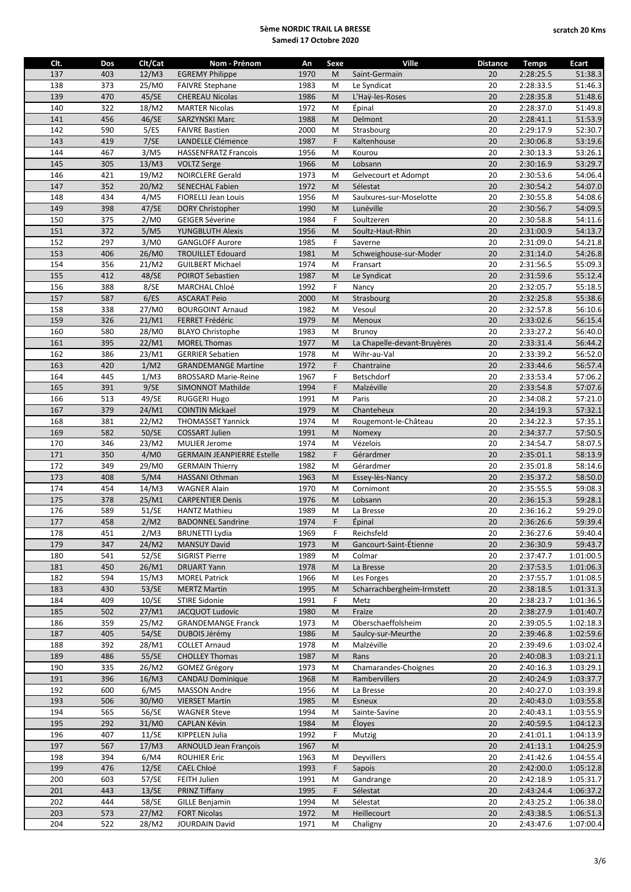# 5ème NORDIC TRAIL LA BRESSE
**Samedi 17 Octobre 2020**

**scratch 20 Kms**

| Clt. | Dos | Clt/Cat | Nom - Prénom | An | Sexe | Ville | Distance | Temps | Ecart |
|---|---|---|---|---|---|---|---|---|---|
| 137 | 403 | 12/M3 | EGREMY Philippe | 1970 | M | Saint-Germain | 20 | 2:28:25.5 | 51:38.3 |
| 138 | 373 | 25/M0 | FAIVRE Stephane | 1983 | M | Le Syndicat | 20 | 2:28:33.5 | 51:46.3 |
| 139 | 470 | 45/SE | CHEREAU Nicolas | 1986 | M | L'Haÿ-les-Roses | 20 | 2:28:35.8 | 51:48.6 |
| 140 | 322 | 18/M2 | MARTER Nicolas | 1972 | M | Épinal | 20 | 2:28:37.0 | 51:49.8 |
| 141 | 456 | 46/SE | SARZYNSKI Marc | 1988 | M | Delmont | 20 | 2:28:41.1 | 51:53.9 |
| 142 | 590 | 5/ES | FAIVRE Bastien | 2000 | M | Strasbourg | 20 | 2:29:17.9 | 52:30.7 |
| 143 | 419 | 7/SE | LANDELLE Clémence | 1987 | F | Kaltenhouse | 20 | 2:30:06.8 | 53:19.6 |
| 144 | 467 | 3/M5 | HASSENFRATZ Francois | 1956 | M | Kourou | 20 | 2:30:13.3 | 53:26.1 |
| 145 | 305 | 13/M3 | VOLTZ Serge | 1966 | M | Lobsann | 20 | 2:30:16.9 | 53:29.7 |
| 146 | 421 | 19/M2 | NOIRCLERE Gerald | 1973 | M | Gelvecourt et Adompt | 20 | 2:30:53.6 | 54:06.4 |
| 147 | 352 | 20/M2 | SENECHAL Fabien | 1972 | M | Sélestat | 20 | 2:30:54.2 | 54:07.0 |
| 148 | 434 | 4/M5 | FIORELLI Jean Louis | 1956 | M | Saulxures-sur-Moselotte | 20 | 2:30:55.8 | 54:08.6 |
| 149 | 398 | 47/SE | DORY Christopher | 1990 | M | Lunéville | 20 | 2:30:56.7 | 54:09.5 |
| 150 | 375 | 2/M0 | GEIGER Séverine | 1984 | F | Soultzeren | 20 | 2:30:58.8 | 54:11.6 |
| 151 | 372 | 5/M5 | YUNGBLUTH Alexis | 1956 | M | Soultz-Haut-Rhin | 20 | 2:31:00.9 | 54:13.7 |
| 152 | 297 | 3/M0 | GANGLOFF Aurore | 1985 | F | Saverne | 20 | 2:31:09.0 | 54:21.8 |
| 153 | 406 | 26/M0 | TROUILLET Edouard | 1981 | M | Schweighouse-sur-Moder | 20 | 2:31:14.0 | 54:26.8 |
| 154 | 356 | 21/M2 | GUILBERT Michael | 1974 | M | Fransart | 20 | 2:31:56.5 | 55:09.3 |
| 155 | 412 | 48/SE | POIROT Sebastien | 1987 | M | Le Syndicat | 20 | 2:31:59.6 | 55:12.4 |
| 156 | 388 | 8/SE | MARCHAL Chloé | 1992 | F | Nancy | 20 | 2:32:05.7 | 55:18.5 |
| 157 | 587 | 6/ES | ASCARAT Peio | 2000 | M | Strasbourg | 20 | 2:32:25.8 | 55:38.6 |
| 158 | 338 | 27/M0 | BOURGOINT Arnaud | 1982 | M | Vesoul | 20 | 2:32:57.8 | 56:10.6 |
| 159 | 326 | 21/M1 | FERRET Frédéric | 1979 | M | Menoux | 20 | 2:33:02.6 | 56:15.4 |
| 160 | 580 | 28/M0 | BLAYO Christophe | 1983 | M | Brunoy | 20 | 2:33:27.2 | 56:40.0 |
| 161 | 395 | 22/M1 | MOREL Thomas | 1977 | M | La Chapelle-devant-Bruyères | 20 | 2:33:31.4 | 56:44.2 |
| 162 | 386 | 23/M1 | GERRIER Sebatien | 1978 | M | Wihr-au-Val | 20 | 2:33:39.2 | 56:52.0 |
| 163 | 420 | 1/M2 | GRANDEMANGE Martine | 1972 | F | Chantraine | 20 | 2:33:44.6 | 56:57.4 |
| 164 | 445 | 1/M3 | BROSSARD Marie-Reine | 1967 | F | Betschdorf | 20 | 2:33:53.4 | 57:06.2 |
| 165 | 391 | 9/SE | SIMONNOT Mathilde | 1994 | F | Malzéville | 20 | 2:33:54.8 | 57:07.6 |
| 166 | 513 | 49/SE | RUGGERI Hugo | 1991 | M | Paris | 20 | 2:34:08.2 | 57:21.0 |
| 167 | 379 | 24/M1 | COINTIN Mickael | 1979 | M | Chanteheux | 20 | 2:34:19.3 | 57:32.1 |
| 168 | 381 | 22/M2 | THOMASSET Yannick | 1974 | M | Rougemont-le-Château | 20 | 2:34:22.3 | 57:35.1 |
| 169 | 582 | 50/SE | COSSART Julien | 1991 | M | Nomexy | 20 | 2:34:37.7 | 57:50.5 |
| 170 | 346 | 23/M2 | MULIER Jerome | 1974 | M | Vézelois | 20 | 2:34:54.7 | 58:07.5 |
| 171 | 350 | 4/M0 | GERMAIN JEANPIERRE Estelle | 1982 | F | Gérardmer | 20 | 2:35:01.1 | 58:13.9 |
| 172 | 349 | 29/M0 | GERMAIN Thierry | 1982 | M | Gérardmer | 20 | 2:35:01.8 | 58:14.6 |
| 173 | 408 | 5/M4 | HASSANI Othman | 1963 | M | Essey-lès-Nancy | 20 | 2:35:37.2 | 58:50.0 |
| 174 | 454 | 14/M3 | WAGNER Alain | 1970 | M | Cornimont | 20 | 2:35:55.5 | 59:08.3 |
| 175 | 378 | 25/M1 | CARPENTIER Denis | 1976 | M | Lobsann | 20 | 2:36:15.3 | 59:28.1 |
| 176 | 589 | 51/SE | HANTZ Mathieu | 1989 | M | La Bresse | 20 | 2:36:16.2 | 59:29.0 |
| 177 | 458 | 2/M2 | BADONNEL Sandrine | 1974 | F | Épinal | 20 | 2:36:26.6 | 59:39.4 |
| 178 | 451 | 2/M3 | BRUNETTI Lydia | 1969 | F | Reichsfeld | 20 | 2:36:27.6 | 59:40.4 |
| 179 | 347 | 24/M2 | MANSUY David | 1973 | M | Gancourt-Saint-Étienne | 20 | 2:36:30.9 | 59:43.7 |
| 180 | 541 | 52/SE | SIGRIST Pierre | 1989 | M | Colmar | 20 | 2:37:47.7 | 1:01:00.5 |
| 181 | 450 | 26/M1 | DRUART Yann | 1978 | M | La Bresse | 20 | 2:37:53.5 | 1:01:06.3 |
| 182 | 594 | 15/M3 | MOREL Patrick | 1966 | M | Les Forges | 20 | 2:37:55.7 | 1:01:08.5 |
| 183 | 430 | 53/SE | MERTZ Martin | 1995 | M | Scharrachbergheim-Irmstett | 20 | 2:38:18.5 | 1:01:31.3 |
| 184 | 409 | 10/SE | STIRE Sidonie | 1991 | F | Metz | 20 | 2:38:23.7 | 1:01:36.5 |
| 185 | 502 | 27/M1 | JACQUOT Ludovic | 1980 | M | Fraize | 20 | 2:38:27.9 | 1:01:40.7 |
| 186 | 359 | 25/M2 | GRANDEMANGE Franck | 1973 | M | Oberschaeffolsheim | 20 | 2:39:05.5 | 1:02:18.3 |
| 187 | 405 | 54/SE | DUBOIS Jérémy | 1986 | M | Saulcy-sur-Meurthe | 20 | 2:39:46.8 | 1:02:59.6 |
| 188 | 392 | 28/M1 | COLLET Arnaud | 1978 | M | Malzéville | 20 | 2:39:49.6 | 1:03:02.4 |
| 189 | 486 | 55/SE | CHOLLEY Thomas | 1987 | M | Rans | 20 | 2:40:08.3 | 1:03:21.1 |
| 190 | 335 | 26/M2 | GOMEZ Grégory | 1973 | M | Chamarandes-Choignes | 20 | 2:40:16.3 | 1:03:29.1 |
| 191 | 396 | 16/M3 | CANDAU Dominique | 1968 | M | Rambervillers | 20 | 2:40:24.9 | 1:03:37.7 |
| 192 | 600 | 6/M5 | MASSON Andre | 1956 | M | La Bresse | 20 | 2:40:27.0 | 1:03:39.8 |
| 193 | 506 | 30/M0 | VIERSET Martin | 1985 | M | Esneux | 20 | 2:40:43.0 | 1:03:55.8 |
| 194 | 565 | 56/SE | WAGNER Steve | 1994 | M | Sainte-Savine | 20 | 2:40:43.1 | 1:03:55.9 |
| 195 | 292 | 31/M0 | CAPLAN Kévin | 1984 | M | Éloyes | 20 | 2:40:59.5 | 1:04:12.3 |
| 196 | 407 | 11/SE | KIPPELEN Julia | 1992 | F | Mutzig | 20 | 2:41:01.1 | 1:04:13.9 |
| 197 | 567 | 17/M3 | ARNOULD Jean François | 1967 | M | | 20 | 2:41:13.1 | 1:04:25.9 |
| 198 | 394 | 6/M4 | ROUHIER Eric | 1963 | M | Deyvillers | 20 | 2:41:42.6 | 1:04:55.4 |
| 199 | 476 | 12/SE | CAEL Chloé | 1993 | F | Sapois | 20 | 2:42:00.0 | 1:05:12.8 |
| 200 | 603 | 57/SE | FEITH Julien | 1991 | M | Gandrange | 20 | 2:42:18.9 | 1:05:31.7 |
| 201 | 443 | 13/SE | PRINZ Tiffany | 1995 | F | Sélestat | 20 | 2:43:24.4 | 1:06:37.2 |
| 202 | 444 | 58/SE | GILLE Benjamin | 1994 | M | Sélestat | 20 | 2:43:25.2 | 1:06:38.0 |
| 203 | 573 | 27/M2 | FORT Nicolas | 1972 | M | Heillecourt | 20 | 2:43:38.5 | 1:06:51.3 |
| 204 | 522 | 28/M2 | JOURDAIN David | 1971 | M | Chaligny | 20 | 2:43:47.6 | 1:07:00.4 |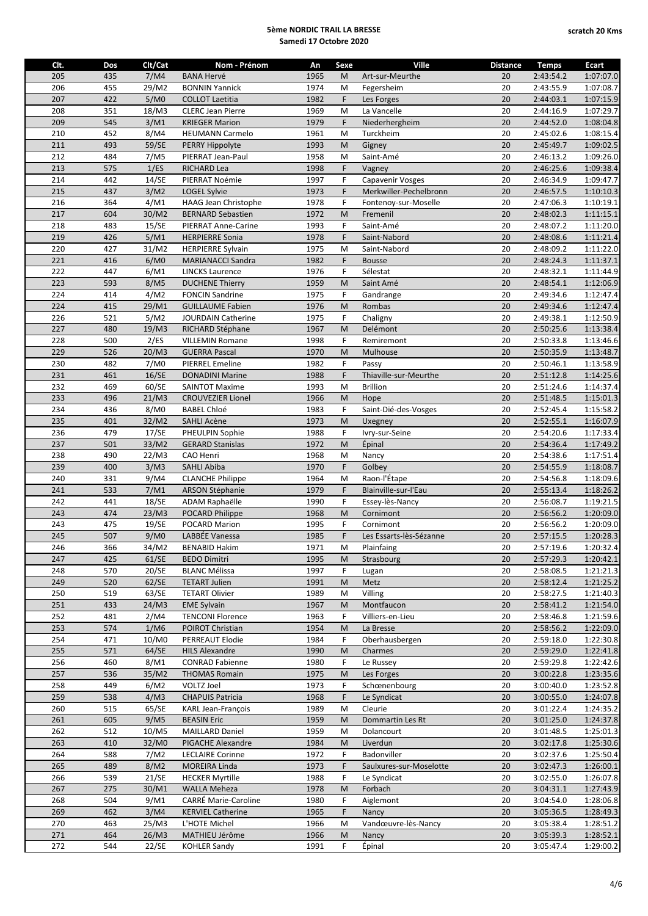**5ème NORDIC TRAIL LA BRESSE**
**Samedi 17 Octobre 2020**

**scratch 20 Kms**

| Clt. | Dos | Clt/Cat | Nom - Prénom | An | Sexe | Ville | Distance | Temps | Ecart |
|---|---|---|---|---|---|---|---|---|---|
| 205 | 435 | 7/M4 | BANA Hervé | 1965 | M | Art-sur-Meurthe | 20 | 2:43:54.2 | 1:07:07.0 |
| 206 | 455 | 29/M2 | BONNIN Yannick | 1974 | M | Fegersheim | 20 | 2:43:55.9 | 1:07:08.7 |
| 207 | 422 | 5/M0 | COLLOT Laetitia | 1982 | F | Les Forges | 20 | 2:44:03.1 | 1:07:15.9 |
| 208 | 351 | 18/M3 | CLERC Jean Pierre | 1969 | M | La Vancelle | 20 | 2:44:16.9 | 1:07:29.7 |
| 209 | 545 | 3/M1 | KRIEGER Marion | 1979 | F | Niederhergheim | 20 | 2:44:52.0 | 1:08:04.8 |
| 210 | 452 | 8/M4 | HEUMANN Carmelo | 1961 | M | Turckheim | 20 | 2:45:02.6 | 1:08:15.4 |
| 211 | 493 | 59/SE | PERRY Hippolyte | 1993 | M | Gigney | 20 | 2:45:49.7 | 1:09:02.5 |
| 212 | 484 | 7/M5 | PIERRAT Jean-Paul | 1958 | M | Saint-Amé | 20 | 2:46:13.2 | 1:09:26.0 |
| 213 | 575 | 1/ES | RICHARD Lea | 1998 | F | Vagney | 20 | 2:46:25.6 | 1:09:38.4 |
| 214 | 442 | 14/SE | PIERRAT Noémie | 1997 | F | Capavenir Vosges | 20 | 2:46:34.9 | 1:09:47.7 |
| 215 | 437 | 3/M2 | LOGEL Sylvie | 1973 | F | Merkwiller-Pechelbronn | 20 | 2:46:57.5 | 1:10:10.3 |
| 216 | 364 | 4/M1 | HAAG Jean Christophe | 1978 | F | Fontenoy-sur-Moselle | 20 | 2:47:06.3 | 1:10:19.1 |
| 217 | 604 | 30/M2 | BERNARD Sebastien | 1972 | M | Fremenil | 20 | 2:48:02.3 | 1:11:15.1 |
| 218 | 483 | 15/SE | PIERRAT Anne-Carine | 1993 | F | Saint-Amé | 20 | 2:48:07.2 | 1:11:20.0 |
| 219 | 426 | 5/M1 | HERPIERRE Sonia | 1978 | F | Saint-Nabord | 20 | 2:48:08.6 | 1:11:21.4 |
| 220 | 427 | 31/M2 | HERPIERRE Sylvain | 1975 | M | Saint-Nabord | 20 | 2:48:09.2 | 1:11:22.0 |
| 221 | 416 | 6/M0 | MARIANACCI Sandra | 1982 | F | Bousse | 20 | 2:48:24.3 | 1:11:37.1 |
| 222 | 447 | 6/M1 | LINCKS Laurence | 1976 | F | Sélestat | 20 | 2:48:32.1 | 1:11:44.9 |
| 223 | 593 | 8/M5 | DUCHENE Thierry | 1959 | M | Saint Amé | 20 | 2:48:54.1 | 1:12:06.9 |
| 224 | 414 | 4/M2 | FONCIN Sandrine | 1975 | F | Gandrange | 20 | 2:49:34.6 | 1:12:47.4 |
| 224 | 415 | 29/M1 | GUILLAUME Fabien | 1976 | M | Rombas | 20 | 2:49:34.6 | 1:12:47.4 |
| 226 | 521 | 5/M2 | JOURDAIN Catherine | 1975 | F | Chaligny | 20 | 2:49:38.1 | 1:12:50.9 |
| 227 | 480 | 19/M3 | RICHARD Stéphane | 1967 | M | Delémont | 20 | 2:50:25.6 | 1:13:38.4 |
| 228 | 500 | 2/ES | VILLEMIN Romane | 1998 | F | Remiremont | 20 | 2:50:33.8 | 1:13:46.6 |
| 229 | 526 | 20/M3 | GUERRA Pascal | 1970 | M | Mulhouse | 20 | 2:50:35.9 | 1:13:48.7 |
| 230 | 482 | 7/M0 | PIERREL Emeline | 1982 | F | Passy | 20 | 2:50:46.1 | 1:13:58.9 |
| 231 | 461 | 16/SE | DONADINI Marine | 1988 | F | Thiaville-sur-Meurthe | 20 | 2:51:12.8 | 1:14:25.6 |
| 232 | 469 | 60/SE | SAINTOT Maxime | 1993 | M | Brillion | 20 | 2:51:24.6 | 1:14:37.4 |
| 233 | 496 | 21/M3 | CROUVEZIER Lionel | 1966 | M | Hope | 20 | 2:51:48.5 | 1:15:01.3 |
| 234 | 436 | 8/M0 | BABEL Chloé | 1983 | F | Saint-Dié-des-Vosges | 20 | 2:52:45.4 | 1:15:58.2 |
| 235 | 401 | 32/M2 | SAHLI Acène | 1973 | M | Uxegney | 20 | 2:52:55.1 | 1:16:07.9 |
| 236 | 479 | 17/SE | PHEULPIN Sophie | 1988 | F | Ivry-sur-Seine | 20 | 2:54:20.6 | 1:17:33.4 |
| 237 | 501 | 33/M2 | GERARD Stanislas | 1972 | M | Épinal | 20 | 2:54:36.4 | 1:17:49.2 |
| 238 | 490 | 22/M3 | CAO Henri | 1968 | M | Nancy | 20 | 2:54:38.6 | 1:17:51.4 |
| 239 | 400 | 3/M3 | SAHLI Abiba | 1970 | F | Golbey | 20 | 2:54:55.9 | 1:18:08.7 |
| 240 | 331 | 9/M4 | CLANCHE Philippe | 1964 | M | Raon-l'Étape | 20 | 2:54:56.8 | 1:18:09.6 |
| 241 | 533 | 7/M1 | ARSON Stéphanie | 1979 | F | Blainville-sur-l'Eau | 20 | 2:55:13.4 | 1:18:26.2 |
| 242 | 441 | 18/SE | ADAM Raphaëlle | 1990 | F | Essey-lès-Nancy | 20 | 2:56:08.7 | 1:19:21.5 |
| 243 | 474 | 23/M3 | POCARD Philippe | 1968 | M | Cornimont | 20 | 2:56:56.2 | 1:20:09.0 |
| 243 | 475 | 19/SE | POCARD Marion | 1995 | F | Cornimont | 20 | 2:56:56.2 | 1:20:09.0 |
| 245 | 507 | 9/M0 | LABBÉE Vanessa | 1985 | F | Les Essarts-lès-Sézanne | 20 | 2:57:15.5 | 1:20:28.3 |
| 246 | 366 | 34/M2 | BENABID Hakim | 1971 | M | Plainfaing | 20 | 2:57:19.6 | 1:20:32.4 |
| 247 | 425 | 61/SE | BEDO Dimitri | 1995 | M | Strasbourg | 20 | 2:57:29.3 | 1:20:42.1 |
| 248 | 570 | 20/SE | BLANC Mélissa | 1997 | F | Lugan | 20 | 2:58:08.5 | 1:21:21.3 |
| 249 | 520 | 62/SE | TETART Julien | 1991 | M | Metz | 20 | 2:58:12.4 | 1:21:25.2 |
| 250 | 519 | 63/SE | TETART Olivier | 1989 | M | Villing | 20 | 2:58:27.5 | 1:21:40.3 |
| 251 | 433 | 24/M3 | EME Sylvain | 1967 | M | Montfaucon | 20 | 2:58:41.2 | 1:21:54.0 |
| 252 | 481 | 2/M4 | TENCONI Florence | 1963 | F | Villiers-en-Lieu | 20 | 2:58:46.8 | 1:21:59.6 |
| 253 | 574 | 1/M6 | POIROT Christian | 1954 | M | La Bresse | 20 | 2:58:56.2 | 1:22:09.0 |
| 254 | 471 | 10/M0 | PERREAUT Elodie | 1984 | F | Oberhausbergen | 20 | 2:59:18.0 | 1:22:30.8 |
| 255 | 571 | 64/SE | HILS Alexandre | 1990 | M | Charmes | 20 | 2:59:29.0 | 1:22:41.8 |
| 256 | 460 | 8/M1 | CONRAD Fabienne | 1980 | F | Le Russey | 20 | 2:59:29.8 | 1:22:42.6 |
| 257 | 536 | 35/M2 | THOMAS Romain | 1975 | M | Les Forges | 20 | 3:00:22.8 | 1:23:35.6 |
| 258 | 449 | 6/M2 | VOLTZ Joel | 1973 | F | Schœnenbourg | 20 | 3:00:40.0 | 1:23:52.8 |
| 259 | 538 | 4/M3 | CHAPUIS Patricia | 1968 | F | Le Syndicat | 20 | 3:00:55.0 | 1:24:07.8 |
| 260 | 515 | 65/SE | KARL Jean-François | 1989 | M | Cleurie | 20 | 3:01:22.4 | 1:24:35.2 |
| 261 | 605 | 9/M5 | BEASIN Eric | 1959 | M | Dommartin Les Rt | 20 | 3:01:25.0 | 1:24:37.8 |
| 262 | 512 | 10/M5 | MAILLARD Daniel | 1959 | M | Dolancourt | 20 | 3:01:48.5 | 1:25:01.3 |
| 263 | 410 | 32/M0 | PIGACHE Alexandre | 1984 | M | Liverdun | 20 | 3:02:17.8 | 1:25:30.6 |
| 264 | 588 | 7/M2 | LECLAIRE Corinne | 1972 | F | Badonviller | 20 | 3:02:37.6 | 1:25:50.4 |
| 265 | 489 | 8/M2 | MOREIRA Linda | 1973 | F | Saulxures-sur-Moselotte | 20 | 3:02:47.3 | 1:26:00.1 |
| 266 | 539 | 21/SE | HECKER Myrtille | 1988 | F | Le Syndicat | 20 | 3:02:55.0 | 1:26:07.8 |
| 267 | 275 | 30/M1 | WALLA Meheza | 1978 | M | Forbach | 20 | 3:04:31.1 | 1:27:43.9 |
| 268 | 504 | 9/M1 | CARRÉ Marie-Caroline | 1980 | F | Aiglemont | 20 | 3:04:54.0 | 1:28:06.8 |
| 269 | 462 | 3/M4 | KERVIEL Catherine | 1965 | F | Nancy | 20 | 3:05:36.5 | 1:28:49.3 |
| 270 | 463 | 25/M3 | L'HOTE Michel | 1966 | M | Vandœuvre-lès-Nancy | 20 | 3:05:38.4 | 1:28:51.2 |
| 271 | 464 | 26/M3 | MATHIEU Jérôme | 1966 | M | Nancy | 20 | 3:05:39.3 | 1:28:52.1 |
| 272 | 544 | 22/SE | KOHLER Sandy | 1991 | F | Épinal | 20 | 3:05:47.4 | 1:29:00.2 |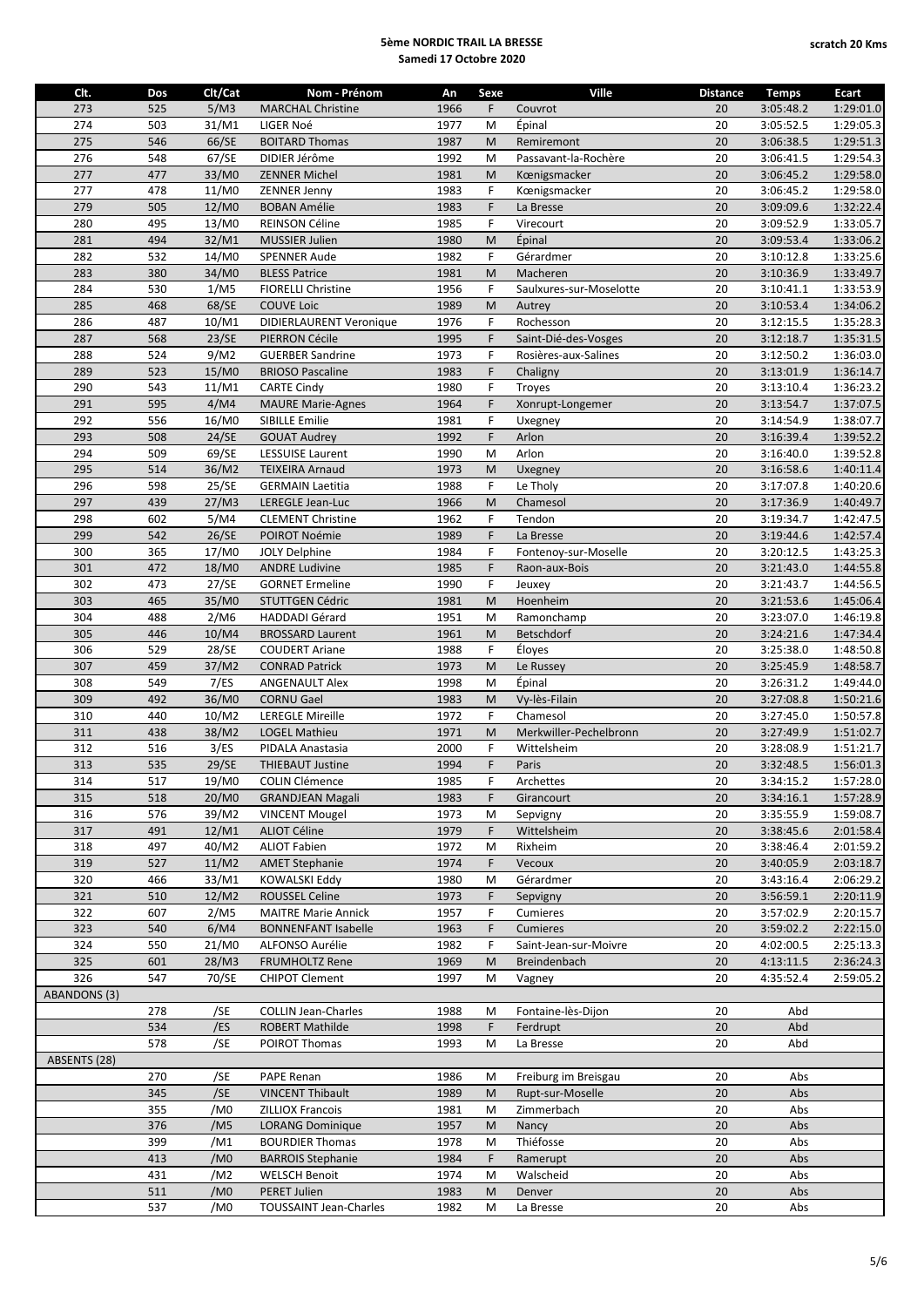**5ème NORDIC TRAIL LA BRESSE**
**Samedi 17 Octobre 2020**

**scratch 20 Kms**

| Clt. | Dos | Clt/Cat | Nom - Prénom | An | Sexe | Ville | Distance | Temps | Ecart |
|---|---|---|---|---|---|---|---|---|---|
| 273 | 525 | 5/M3 | MARCHAL Christine | 1966 | F | Couvrot | 20 | 3:05:48.2 | 1:29:01.0 |
| 274 | 503 | 31/M1 | LIGER Noé | 1977 | M | Épinal | 20 | 3:05:52.5 | 1:29:05.3 |
| 275 | 546 | 66/SE | BOITARD Thomas | 1987 | M | Remiremont | 20 | 3:06:38.5 | 1:29:51.3 |
| 276 | 548 | 67/SE | DIDIER Jérôme | 1992 | M | Passavant-la-Rochère | 20 | 3:06:41.5 | 1:29:54.3 |
| 277 | 477 | 33/M0 | ZENNER Michel | 1981 | M | Kœnigsmacker | 20 | 3:06:45.2 | 1:29:58.0 |
| 277 | 478 | 11/M0 | ZENNER Jenny | 1983 | F | Kœnigsmacker | 20 | 3:06:45.2 | 1:29:58.0 |
| 279 | 505 | 12/M0 | BOBAN Amélie | 1983 | F | La Bresse | 20 | 3:09:09.6 | 1:32:22.4 |
| 280 | 495 | 13/M0 | REINSON Céline | 1985 | F | Virecourt | 20 | 3:09:52.9 | 1:33:05.7 |
| 281 | 494 | 32/M1 | MUSSIER Julien | 1980 | M | Épinal | 20 | 3:09:53.4 | 1:33:06.2 |
| 282 | 532 | 14/M0 | SPENNER Aude | 1982 | F | Gérardmer | 20 | 3:10:12.8 | 1:33:25.6 |
| 283 | 380 | 34/M0 | BLESS Patrice | 1981 | M | Macheren | 20 | 3:10:36.9 | 1:33:49.7 |
| 284 | 530 | 1/M5 | FIORELLI Christine | 1956 | F | Saulxures-sur-Moselotte | 20 | 3:10:41.1 | 1:33:53.9 |
| 285 | 468 | 68/SE | COUVE Loic | 1989 | M | Autrey | 20 | 3:10:53.4 | 1:34:06.2 |
| 286 | 487 | 10/M1 | DIDIERLAURENT Veronique | 1976 | F | Rochesson | 20 | 3:12:15.5 | 1:35:28.3 |
| 287 | 568 | 23/SE | PIERRON Cécile | 1995 | F | Saint-Dié-des-Vosges | 20 | 3:12:18.7 | 1:35:31.5 |
| 288 | 524 | 9/M2 | GUERBER Sandrine | 1973 | F | Rosières-aux-Salines | 20 | 3:12:50.2 | 1:36:03.0 |
| 289 | 523 | 15/M0 | BRIOSO Pascaline | 1983 | F | Chaligny | 20 | 3:13:01.9 | 1:36:14.7 |
| 290 | 543 | 11/M1 | CARTE Cindy | 1980 | F | Troyes | 20 | 3:13:10.4 | 1:36:23.2 |
| 291 | 595 | 4/M4 | MAURE Marie-Agnes | 1964 | F | Xonrupt-Longemer | 20 | 3:13:54.7 | 1:37:07.5 |
| 292 | 556 | 16/M0 | SIBILLE Emilie | 1981 | F | Uxegney | 20 | 3:14:54.9 | 1:38:07.7 |
| 293 | 508 | 24/SE | GOUAT Audrey | 1992 | F | Arlon | 20 | 3:16:39.4 | 1:39:52.2 |
| 294 | 509 | 69/SE | LESSUISE Laurent | 1990 | M | Arlon | 20 | 3:16:40.0 | 1:39:52.8 |
| 295 | 514 | 36/M2 | TEIXEIRA Arnaud | 1973 | M | Uxegney | 20 | 3:16:58.6 | 1:40:11.4 |
| 296 | 598 | 25/SE | GERMAIN Laetitia | 1988 | F | Le Tholy | 20 | 3:17:07.8 | 1:40:20.6 |
| 297 | 439 | 27/M3 | LEREGLE Jean-Luc | 1966 | M | Chamesol | 20 | 3:17:36.9 | 1:40:49.7 |
| 298 | 602 | 5/M4 | CLEMENT Christine | 1962 | F | Tendon | 20 | 3:19:34.7 | 1:42:47.5 |
| 299 | 542 | 26/SE | POIROT Noémie | 1989 | F | La Bresse | 20 | 3:19:44.6 | 1:42:57.4 |
| 300 | 365 | 17/M0 | JOLY Delphine | 1984 | F | Fontenoy-sur-Moselle | 20 | 3:20:12.5 | 1:43:25.3 |
| 301 | 472 | 18/M0 | ANDRE Ludivine | 1985 | F | Raon-aux-Bois | 20 | 3:21:43.0 | 1:44:55.8 |
| 302 | 473 | 27/SE | GORNET Ermeline | 1990 | F | Jeuxey | 20 | 3:21:43.7 | 1:44:56.5 |
| 303 | 465 | 35/M0 | STUTTGEN Cédric | 1981 | M | Hoenheim | 20 | 3:21:53.6 | 1:45:06.4 |
| 304 | 488 | 2/M6 | HADDADI Gérard | 1951 | M | Ramonchamp | 20 | 3:23:07.0 | 1:46:19.8 |
| 305 | 446 | 10/M4 | BROSSARD Laurent | 1961 | M | Betschdorf | 20 | 3:24:21.6 | 1:47:34.4 |
| 306 | 529 | 28/SE | COUDERT Ariane | 1988 | F | Éloyes | 20 | 3:25:38.0 | 1:48:50.8 |
| 307 | 459 | 37/M2 | CONRAD Patrick | 1973 | M | Le Russey | 20 | 3:25:45.9 | 1:48:58.7 |
| 308 | 549 | 7/ES | ANGENAULT Alex | 1998 | M | Épinal | 20 | 3:26:31.2 | 1:49:44.0 |
| 309 | 492 | 36/M0 | CORNU Gael | 1983 | M | Vy-lès-Filain | 20 | 3:27:08.8 | 1:50:21.6 |
| 310 | 440 | 10/M2 | LEREGLE Mireille | 1972 | F | Chamesol | 20 | 3:27:45.0 | 1:50:57.8 |
| 311 | 438 | 38/M2 | LOGEL Mathieu | 1971 | M | Merkwiller-Pechelbronn | 20 | 3:27:49.9 | 1:51:02.7 |
| 312 | 516 | 3/ES | PIDALA Anastasia | 2000 | F | Wittelsheim | 20 | 3:28:08.9 | 1:51:21.7 |
| 313 | 535 | 29/SE | THIEBAUT Justine | 1994 | F | Paris | 20 | 3:32:48.5 | 1:56:01.3 |
| 314 | 517 | 19/M0 | COLIN Clémence | 1985 | F | Archettes | 20 | 3:34:15.2 | 1:57:28.0 |
| 315 | 518 | 20/M0 | GRANDJEAN Magali | 1983 | F | Girancourt | 20 | 3:34:16.1 | 1:57:28.9 |
| 316 | 576 | 39/M2 | VINCENT Mougel | 1973 | M | Sepvigny | 20 | 3:35:55.9 | 1:59:08.7 |
| 317 | 491 | 12/M1 | ALIOT Céline | 1979 | F | Wittelsheim | 20 | 3:38:45.6 | 2:01:58.4 |
| 318 | 497 | 40/M2 | ALIOT Fabien | 1972 | M | Rixheim | 20 | 3:38:46.4 | 2:01:59.2 |
| 319 | 527 | 11/M2 | AMET Stephanie | 1974 | F | Vecoux | 20 | 3:40:05.9 | 2:03:18.7 |
| 320 | 466 | 33/M1 | KOWALSKI Eddy | 1980 | M | Gérardmer | 20 | 3:43:16.4 | 2:06:29.2 |
| 321 | 510 | 12/M2 | ROUSSEL Celine | 1973 | F | Sepvigny | 20 | 3:56:59.1 | 2:20:11.9 |
| 322 | 607 | 2/M5 | MAITRE Marie Annick | 1957 | F | Cumieres | 20 | 3:57:02.9 | 2:20:15.7 |
| 323 | 540 | 6/M4 | BONNENFANT Isabelle | 1963 | F | Cumieres | 20 | 3:59:02.2 | 2:22:15.0 |
| 324 | 550 | 21/M0 | ALFONSO Aurélie | 1982 | F | Saint-Jean-sur-Moivre | 20 | 4:02:00.5 | 2:25:13.3 |
| 325 | 601 | 28/M3 | FRUMHOLTZ Rene | 1969 | M | Breindenbach | 20 | 4:13:11.5 | 2:36:24.3 |
| 326 | 547 | 70/SE | CHIPOT Clement | 1997 | M | Vagney | 20 | 4:35:52.4 | 2:59:05.2 |
| ABANDONS (3) | | | | | | | | | |
| | 278 | /SE | COLLIN Jean-Charles | 1988 | M | Fontaine-lès-Dijon | 20 | Abd | |
| | 534 | /ES | ROBERT Mathilde | 1998 | F | Ferdrupt | 20 | Abd | |
| | 578 | /SE | POIROT Thomas | 1993 | M | La Bresse | 20 | Abd | |
| ABSENTS (28) | | | | | | | | | |
| | 270 | /SE | PAPE Renan | 1986 | M | Freiburg im Breisgau | 20 | Abs | |
| | 345 | /SE | VINCENT Thibault | 1989 | M | Rupt-sur-Moselle | 20 | Abs | |
| | 355 | /M0 | ZILLIOX Francois | 1981 | M | Zimmerbach | 20 | Abs | |
| | 376 | /M5 | LORANG Dominique | 1957 | M | Nancy | 20 | Abs | |
| | 399 | /M1 | BOURDIER Thomas | 1978 | M | Thiéfosse | 20 | Abs | |
| | 413 | /M0 | BARROIS Stephanie | 1984 | F | Ramerupt | 20 | Abs | |
| | 431 | /M2 | WELSCH Benoit | 1974 | M | Walscheid | 20 | Abs | |
| | 511 | /M0 | PERET Julien | 1983 | M | Denver | 20 | Abs | |
| | 537 | /M0 | TOUSSAINT Jean-Charles | 1982 | M | La Bresse | 20 | Abs | |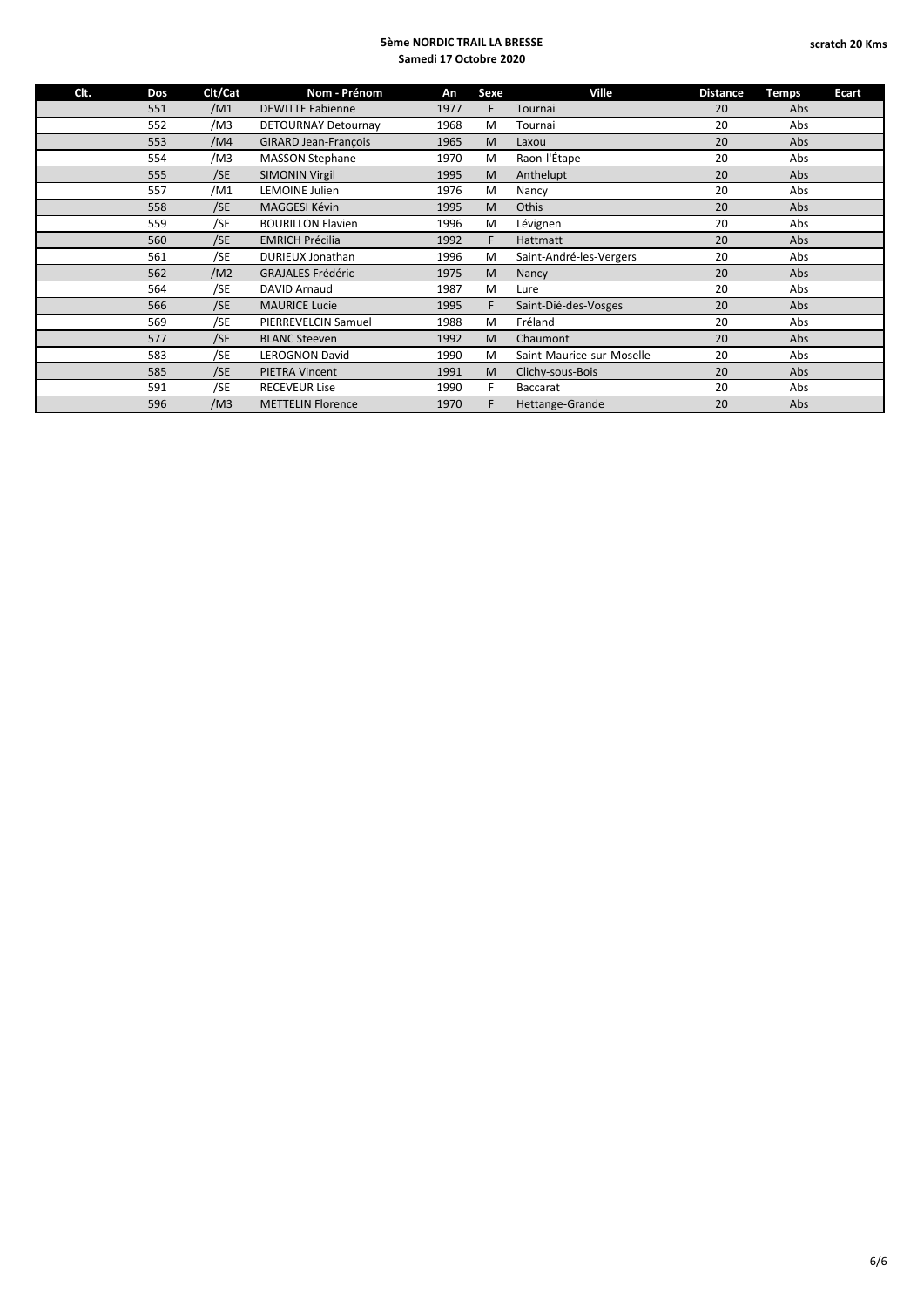**5ème NORDIC TRAIL LA BRESSE**
**Samedi 17 Octobre 2020**

**scratch 20 Kms**

| Clt. | Dos | Clt/Cat | Nom - Prénom | An | Sexe | Ville | Distance | Temps | Ecart |
|---|---|---|---|---|---|---|---|---|---|
| | 551 | /M1 | DEWITTE Fabienne | 1977 | F | Tournai | 20 | Abs | |
| | 552 | /M3 | DETOURNAY Detournay | 1968 | M | Tournai | 20 | Abs | |
| | 553 | /M4 | GIRARD Jean-François | 1965 | M | Laxou | 20 | Abs | |
| | 554 | /M3 | MASSON Stephane | 1970 | M | Raon-l'Étape | 20 | Abs | |
| | 555 | /SE | SIMONIN Virgil | 1995 | M | Anthelupt | 20 | Abs | |
| | 557 | /M1 | LEMOINE Julien | 1976 | M | Nancy | 20 | Abs | |
| | 558 | /SE | MAGGESI Kévin | 1995 | M | Othis | 20 | Abs | |
| | 559 | /SE | BOURILLON Flavien | 1996 | M | Lévignen | 20 | Abs | |
| | 560 | /SE | EMRICH Précilia | 1992 | F | Hattmatt | 20 | Abs | |
| | 561 | /SE | DURIEUX Jonathan | 1996 | M | Saint-André-les-Vergers | 20 | Abs | |
| | 562 | /M2 | GRAJALES Frédéric | 1975 | M | Nancy | 20 | Abs | |
| | 564 | /SE | DAVID Arnaud | 1987 | M | Lure | 20 | Abs | |
| | 566 | /SE | MAURICE Lucie | 1995 | F | Saint-Dié-des-Vosges | 20 | Abs | |
| | 569 | /SE | PIERREVELCIN Samuel | 1988 | M | Fréland | 20 | Abs | |
| | 577 | /SE | BLANC Steeven | 1992 | M | Chaumont | 20 | Abs | |
| | 583 | /SE | LEROGNON David | 1990 | M | Saint-Maurice-sur-Moselle | 20 | Abs | |
| | 585 | /SE | PIETRA Vincent | 1991 | M | Clichy-sous-Bois | 20 | Abs | |
| | 591 | /SE | RECEVEUR Lise | 1990 | F | Baccarat | 20 | Abs | |
| | 596 | /M3 | METTELIN Florence | 1970 | F | Hettange-Grande | 20 | Abs | |